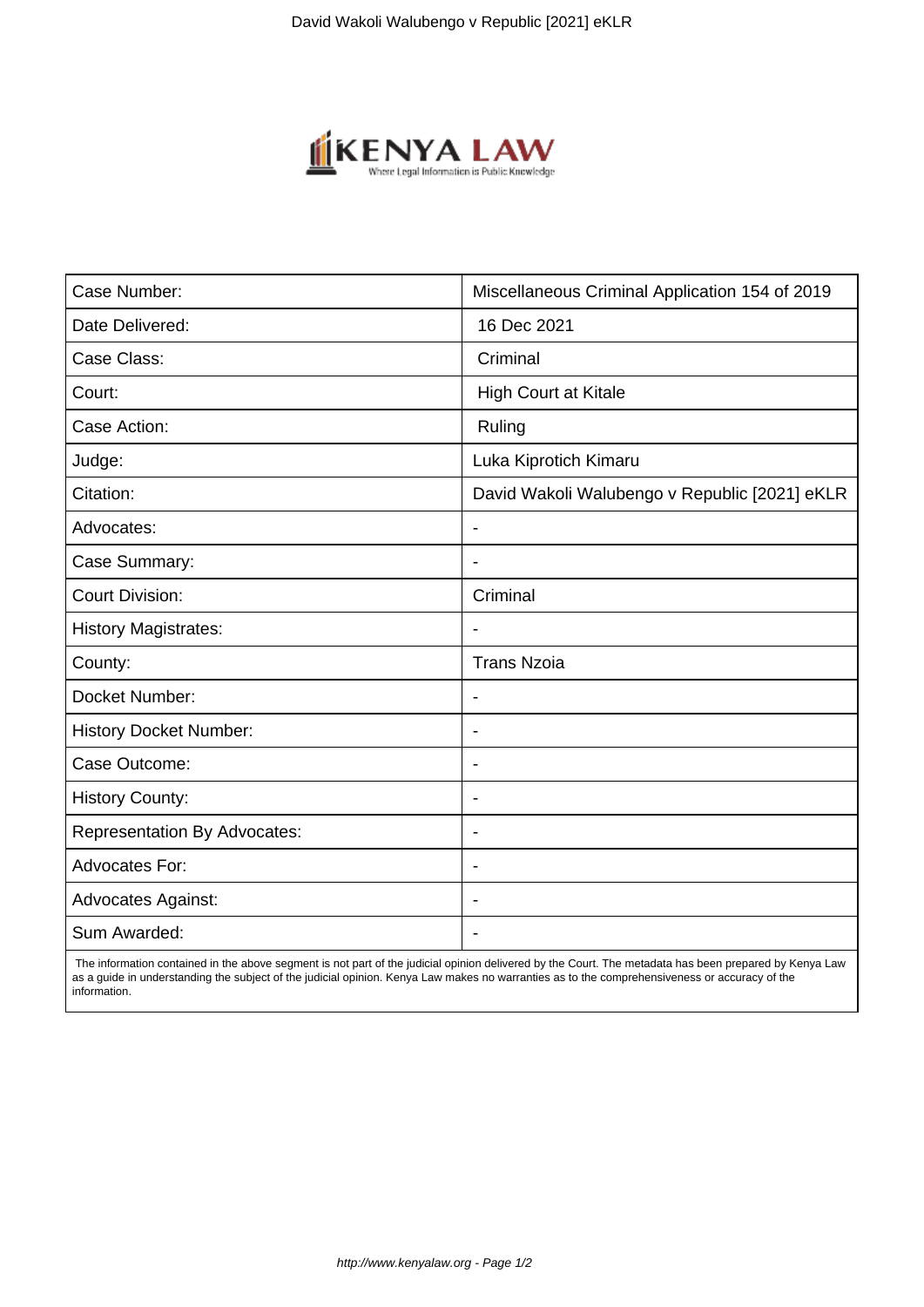| Case Number: | Miscellaneous Criminal Application 154 of 2019 |
| --- | --- |
| Date Delivered: | 16 Dec 2021 |
| Case Class: | Criminal |
| Court: | High Court at Kitale |
| Case Action: | Ruling |
| Judge: | Luka Kiprotich Kimaru |
| Citation: | David Wakoli Walubengo v Republic [2021] eKLR |
| Advocates: | - |
| Case Summary: | - |
| Court Division: | Criminal |
| History Magistrates: | - |
| County: | Trans Nzoia |
| Docket Number: | - |
| History Docket Number: | - |
| Case Outcome: | - |
| History County: | - |
| Representation By Advocates: | - |
| Advocates For: | - |
| Advocates Against: | - |
| Sum Awarded: | - |

The information contained in the above segment is not part of the judicial opinion delivered by the Court. The metadata has been prepared by Kenya Law as a guide in understanding the subject of the judicial opinion. Kenya Law makes no warranties as to the comprehensiveness or accuracy of the information.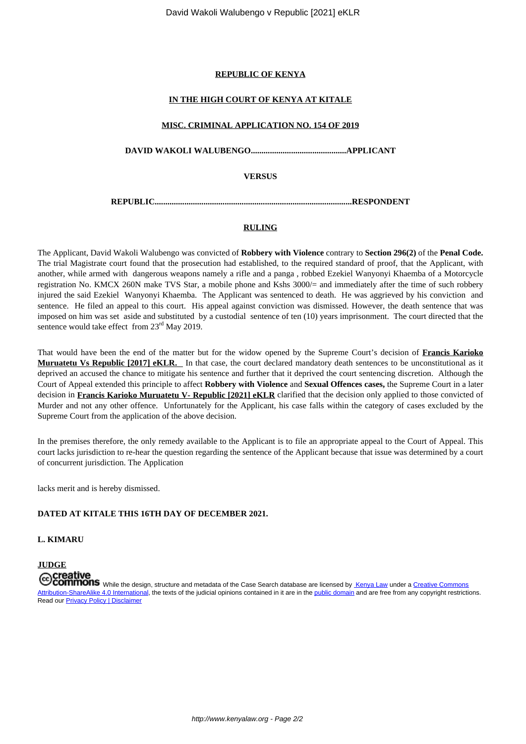**REPUBLIC OF KENYA**

**IN THE HIGH COURT OF KENYA AT KITALE**

**MISC. CRIMINAL APPLICATION NO. 154 OF 2019**

**DAVID WAKOLI WALUBENGO.............................................APPLICANT**

**VERSUS**

**REPUBLIC............................................................................................RESPONDENT**

**RULING**

The Applicant, David Wakoli Walubengo was convicted of **Robbery with Violence** contrary to **Section 296(2)** of the **Penal Code.** The trial Magistrate court found that the prosecution had established, to the required standard of proof, that the Applicant, with another, while armed with dangerous weapons namely a rifle and a panga , robbed Ezekiel Wanyonyi Khaemba of a Motorcycle registration No. KMCX 260N make TVS Star, a mobile phone and Kshs 3000/= and immediately after the time of such robbery injured the said Ezekiel Wanyonyi Khaemba. The Applicant was sentenced to death. He was aggrieved by his conviction and sentence. He filed an appeal to this court. His appeal against conviction was dismissed. However, the death sentence that was imposed on him was set aside and substituted by a custodial sentence of ten (10) years imprisonment. The court directed that the sentence would take effect from 23rd May 2019.

That would have been the end of the matter but for the widow opened by the Supreme Court's decision of **Francis Karioko Muruatetu Vs Republic [2017] eKLR.** In that case, the court declared mandatory death sentences to be unconstitutional as it deprived an accused the chance to mitigate his sentence and further that it deprived the court sentencing discretion. Although the Court of Appeal extended this principle to affect **Robbery with Violence** and **Sexual Offences cases,** the Supreme Court in a later decision in **Francis Karioko Muruatetu V- Republic [2021] eKLR** clarified that the decision only applied to those convicted of Murder and not any other offence. Unfortunately for the Applicant, his case falls within the category of cases excluded by the Supreme Court from the application of the above decision.

In the premises therefore, the only remedy available to the Applicant is to file an appropriate appeal to the Court of Appeal. This court lacks jurisdiction to re-hear the question regarding the sentence of the Applicant because that issue was determined by a court of concurrent jurisdiction. The Application

lacks merit and is hereby dismissed.

**DATED AT KITALE THIS 16TH DAY OF DECEMBER 2021.**

**L. KIMARU**

**JUDGE**

While the design, structure and metadata of the Case Search database are licensed by Kenya Law under a Creative Commons Attribution-ShareAlike 4.0 International, the texts of the judicial opinions contained in it are in the public domain and are free from any copyright restrictions. Read our Privacy Policy | Disclaimer